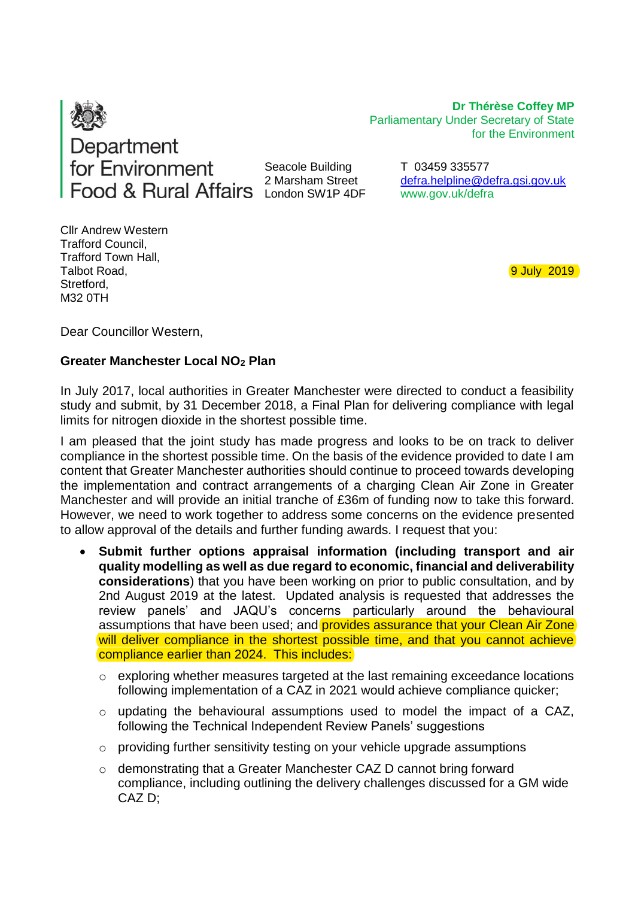Department for Environment Food & Rural Affairs

Seacole Building
2 Marsham Street
London SW1P 4DF

**Dr Thérèse Coffey MP**
Parliamentary Under Secretary of State for the Environment

T 03459 335577
defra.helpline@defra.gsi.gov.uk
www.gov.uk/defra

Cllr Andrew Western
Trafford Council,
Trafford Town Hall,
Talbot Road,
Stretford,
M32 0TH

9 July 2019

Dear Councillor Western,

**Greater Manchester Local $NO_2$ Plan**

In July 2017, local authorities in Greater Manchester were directed to conduct a feasibility study and submit, by 31 December 2018, a Final Plan for delivering compliance with legal limits for nitrogen dioxide in the shortest possible time.

I am pleased that the joint study has made progress and looks to be on track to deliver compliance in the shortest possible time. On the basis of the evidence provided to date I am content that Greater Manchester authorities should continue to proceed towards developing the implementation and contract arrangements of a charging Clean Air Zone in Greater Manchester and will provide an initial tranche of £36m of funding now to take this forward. However, we need to work together to address some concerns on the evidence presented to allow approval of the details and further funding awards. I request that you:

- **Submit further options appraisal information (including transport and air quality modelling as well as due regard to economic, financial and deliverability considerations**) that you have been working on prior to public consultation, and by 2nd August 2019 at the latest. Updated analysis is requested that addresses the review panels' and JAQU's concerns particularly around the behavioural assumptions that have been used; and provides assurance that your Clean Air Zone will deliver compliance in the shortest possible time, and that you cannot achieve compliance earlier than 2024. This includes:
  - exploring whether measures targeted at the last remaining exceedance locations following implementation of a CAZ in 2021 would achieve compliance quicker;
  - updating the behavioural assumptions used to model the impact of a CAZ, following the Technical Independent Review Panels' suggestions
  - providing further sensitivity testing on your vehicle upgrade assumptions
  - demonstrating that a Greater Manchester CAZ D cannot bring forward compliance, including outlining the delivery challenges discussed for a GM wide CAZ D;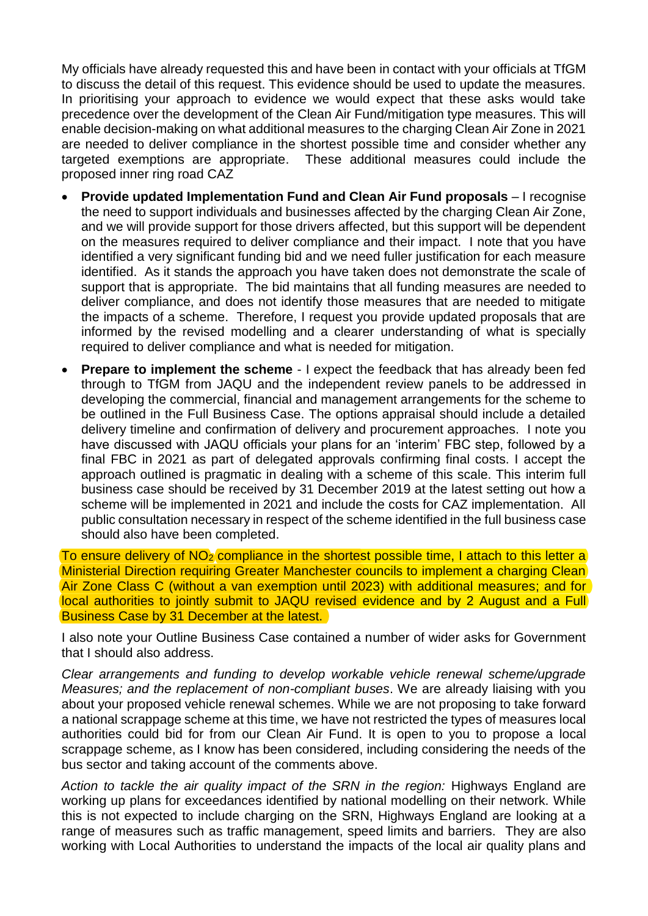My officials have already requested this and have been in contact with your officials at TfGM to discuss the detail of this request. This evidence should be used to update the measures. In prioritising your approach to evidence we would expect that these asks would take precedence over the development of the Clean Air Fund/mitigation type measures. This will enable decision-making on what additional measures to the charging Clean Air Zone in 2021 are needed to deliver compliance in the shortest possible time and consider whether any targeted exemptions are appropriate. These additional measures could include the proposed inner ring road CAZ

- **Provide updated Implementation Fund and Clean Air Fund proposals** – I recognise the need to support individuals and businesses affected by the charging Clean Air Zone, and we will provide support for those drivers affected, but this support will be dependent on the measures required to deliver compliance and their impact. I note that you have identified a very significant funding bid and we need fuller justification for each measure identified. As it stands the approach you have taken does not demonstrate the scale of support that is appropriate. The bid maintains that all funding measures are needed to deliver compliance, and does not identify those measures that are needed to mitigate the impacts of a scheme. Therefore, I request you provide updated proposals that are informed by the revised modelling and a clearer understanding of what is specially required to deliver compliance and what is needed for mitigation.

- **Prepare to implement the scheme** - I expect the feedback that has already been fed through to TfGM from JAQU and the independent review panels to be addressed in developing the commercial, financial and management arrangements for the scheme to be outlined in the Full Business Case. The options appraisal should include a detailed delivery timeline and confirmation of delivery and procurement approaches. I note you have discussed with JAQU officials your plans for an 'interim' FBC step, followed by a final FBC in 2021 as part of delegated approvals confirming final costs. I accept the approach outlined is pragmatic in dealing with a scheme of this scale. This interim full business case should be received by 31 December 2019 at the latest setting out how a scheme will be implemented in 2021 and include the costs for CAZ implementation. All public consultation necessary in respect of the scheme identified in the full business case should also have been completed.

To ensure delivery of $NO_2$ compliance in the shortest possible time, I attach to this letter a Ministerial Direction requiring Greater Manchester councils to implement a charging Clean Air Zone Class C (without a van exemption until 2023) with additional measures; and for local authorities to jointly submit to JAQU revised evidence and by 2 August and a Full Business Case by 31 December at the latest.

I also note your Outline Business Case contained a number of wider asks for Government that I should also address.

*Clear arrangements and funding to develop workable vehicle renewal scheme/upgrade Measures; and the replacement of non-compliant buses*. We are already liaising with you about your proposed vehicle renewal schemes. While we are not proposing to take forward a national scrappage scheme at this time, we have not restricted the types of measures local authorities could bid for from our Clean Air Fund. It is open to you to propose a local scrappage scheme, as I know has been considered, including considering the needs of the bus sector and taking account of the comments above.

*Action to tackle the air quality impact of the SRN in the region:* Highways England are working up plans for exceedances identified by national modelling on their network. While this is not expected to include charging on the SRN, Highways England are looking at a range of measures such as traffic management, speed limits and barriers. They are also working with Local Authorities to understand the impacts of the local air quality plans and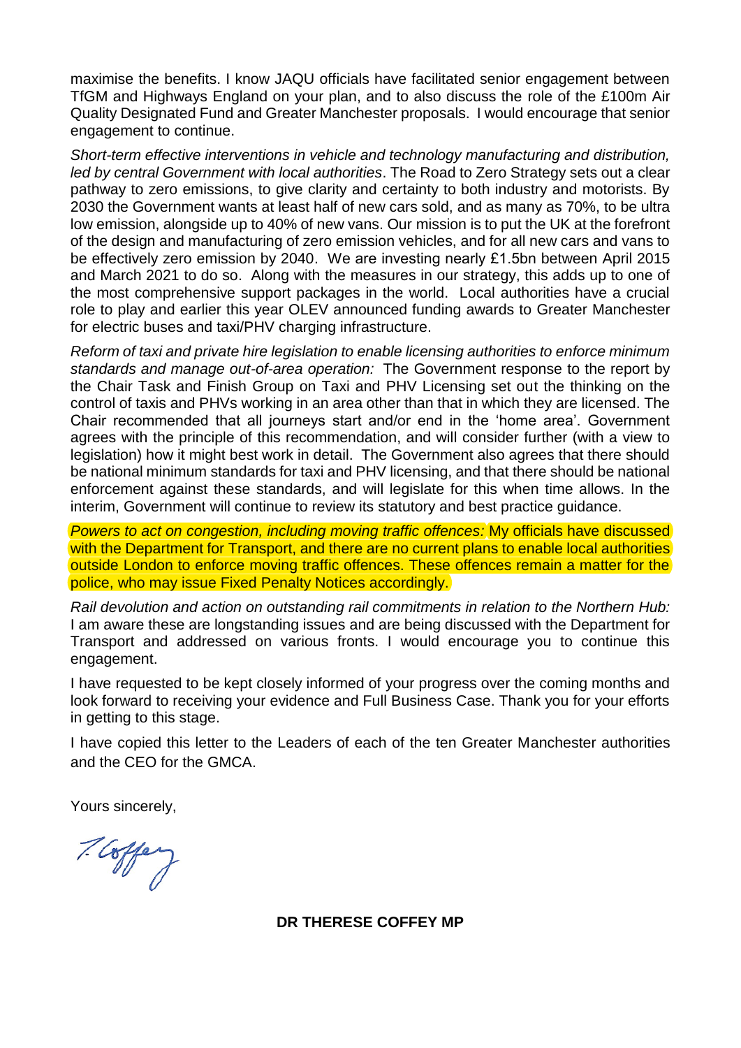maximise the benefits. I know JAQU officials have facilitated senior engagement between TfGM and Highways England on your plan, and to also discuss the role of the £100m Air Quality Designated Fund and Greater Manchester proposals. I would encourage that senior engagement to continue.

*Short-term effective interventions in vehicle and technology manufacturing and distribution, led by central Government with local authorities*. The Road to Zero Strategy sets out a clear pathway to zero emissions, to give clarity and certainty to both industry and motorists. By 2030 the Government wants at least half of new cars sold, and as many as 70%, to be ultra low emission, alongside up to 40% of new vans. Our mission is to put the UK at the forefront of the design and manufacturing of zero emission vehicles, and for all new cars and vans to be effectively zero emission by 2040. We are investing nearly £1.5bn between April 2015 and March 2021 to do so. Along with the measures in our strategy, this adds up to one of the most comprehensive support packages in the world. Local authorities have a crucial role to play and earlier this year OLEV announced funding awards to Greater Manchester for electric buses and taxi/PHV charging infrastructure.

*Reform of taxi and private hire legislation to enable licensing authorities to enforce minimum standards and manage out-of-area operation:* The Government response to the report by the Chair Task and Finish Group on Taxi and PHV Licensing set out the thinking on the control of taxis and PHVs working in an area other than that in which they are licensed. The Chair recommended that all journeys start and/or end in the 'home area'. Government agrees with the principle of this recommendation, and will consider further (with a view to legislation) how it might best work in detail. The Government also agrees that there should be national minimum standards for taxi and PHV licensing, and that there should be national enforcement against these standards, and will legislate for this when time allows. In the interim, Government will continue to review its statutory and best practice guidance.

*Powers to act on congestion, including moving traffic offences:* My officials have discussed with the Department for Transport, and there are no current plans to enable local authorities outside London to enforce moving traffic offences. These offences remain a matter for the police, who may issue Fixed Penalty Notices accordingly.

*Rail devolution and action on outstanding rail commitments in relation to the Northern Hub:* I am aware these are longstanding issues and are being discussed with the Department for Transport and addressed on various fronts. I would encourage you to continue this engagement.

I have requested to be kept closely informed of your progress over the coming months and look forward to receiving your evidence and Full Business Case. Thank you for your efforts in getting to this stage.

I have copied this letter to the Leaders of each of the ten Greater Manchester authorities and the CEO for the GMCA.

Yours sincerely,

T. Coffey

**DR THERESE COFFEY MP**